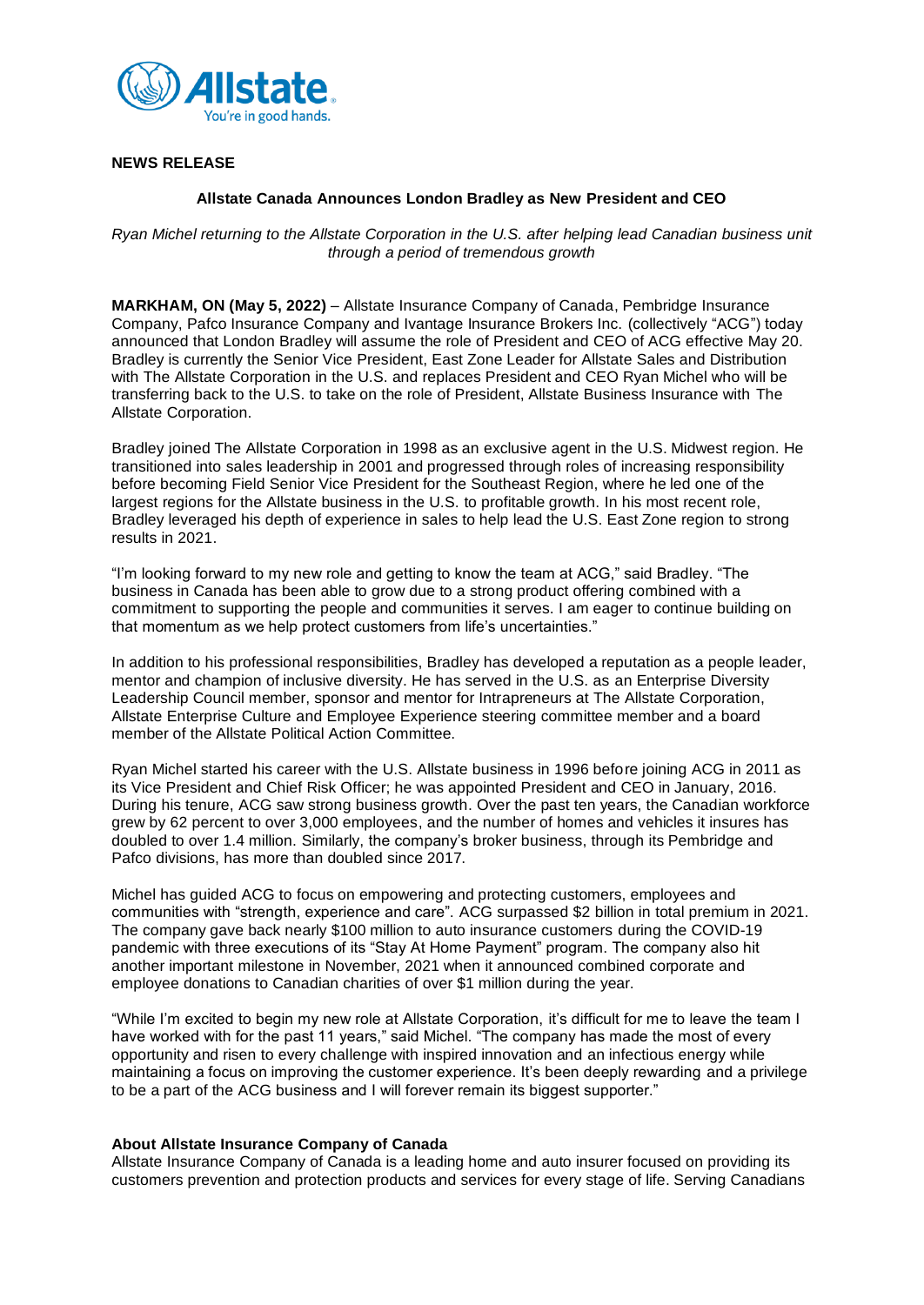**NEWS RELEASE**

**Allstate Canada Announces London Bradley as New President and CEO**

*Ryan Michel returning to the Allstate Corporation in the U.S. after helping lead Canadian business unit through a period of tremendous growth*

**MARKHAM, ON (May 5, 2022)** – Allstate Insurance Company of Canada, Pembridge Insurance Company, Pafco Insurance Company and Ivantage Insurance Brokers Inc. (collectively "ACG") today announced that London Bradley will assume the role of President and CEO of ACG effective May 20. Bradley is currently the Senior Vice President, East Zone Leader for Allstate Sales and Distribution with The Allstate Corporation in the U.S. and replaces President and CEO Ryan Michel who will be transferring back to the U.S. to take on the role of President, Allstate Business Insurance with The Allstate Corporation.

Bradley joined The Allstate Corporation in 1998 as an exclusive agent in the U.S. Midwest region. He transitioned into sales leadership in 2001 and progressed through roles of increasing responsibility before becoming Field Senior Vice President for the Southeast Region, where he led one of the largest regions for the Allstate business in the U.S. to profitable growth. In his most recent role, Bradley leveraged his depth of experience in sales to help lead the U.S. East Zone region to strong results in 2021.

"I'm looking forward to my new role and getting to know the team at ACG," said Bradley. "The business in Canada has been able to grow due to a strong product offering combined with a commitment to supporting the people and communities it serves. I am eager to continue building on that momentum as we help protect customers from life's uncertainties."

In addition to his professional responsibilities, Bradley has developed a reputation as a people leader, mentor and champion of inclusive diversity. He has served in the U.S. as an Enterprise Diversity Leadership Council member, sponsor and mentor for Intrapreneurs at The Allstate Corporation, Allstate Enterprise Culture and Employee Experience steering committee member and a board member of the Allstate Political Action Committee.

Ryan Michel started his career with the U.S. Allstate business in 1996 before joining ACG in 2011 as its Vice President and Chief Risk Officer; he was appointed President and CEO in January, 2016. During his tenure, ACG saw strong business growth. Over the past ten years, the Canadian workforce grew by 62 percent to over 3,000 employees, and the number of homes and vehicles it insures has doubled to over 1.4 million. Similarly, the company's broker business, through its Pembridge and Pafco divisions, has more than doubled since 2017.

Michel has guided ACG to focus on empowering and protecting customers, employees and communities with "strength, experience and care". ACG surpassed $2 billion in total premium in 2021. The company gave back nearly $100 million to auto insurance customers during the COVID-19 pandemic with three executions of its "Stay At Home Payment" program. The company also hit another important milestone in November, 2021 when it announced combined corporate and employee donations to Canadian charities of over $1 million during the year.

"While I'm excited to begin my new role at Allstate Corporation, it's difficult for me to leave the team I have worked with for the past 11 years," said Michel. "The company has made the most of every opportunity and risen to every challenge with inspired innovation and an infectious energy while maintaining a focus on improving the customer experience. It's been deeply rewarding and a privilege to be a part of the ACG business and I will forever remain its biggest supporter."

**About Allstate Insurance Company of Canada**

Allstate Insurance Company of Canada is a leading home and auto insurer focused on providing its customers prevention and protection products and services for every stage of life. Serving Canadians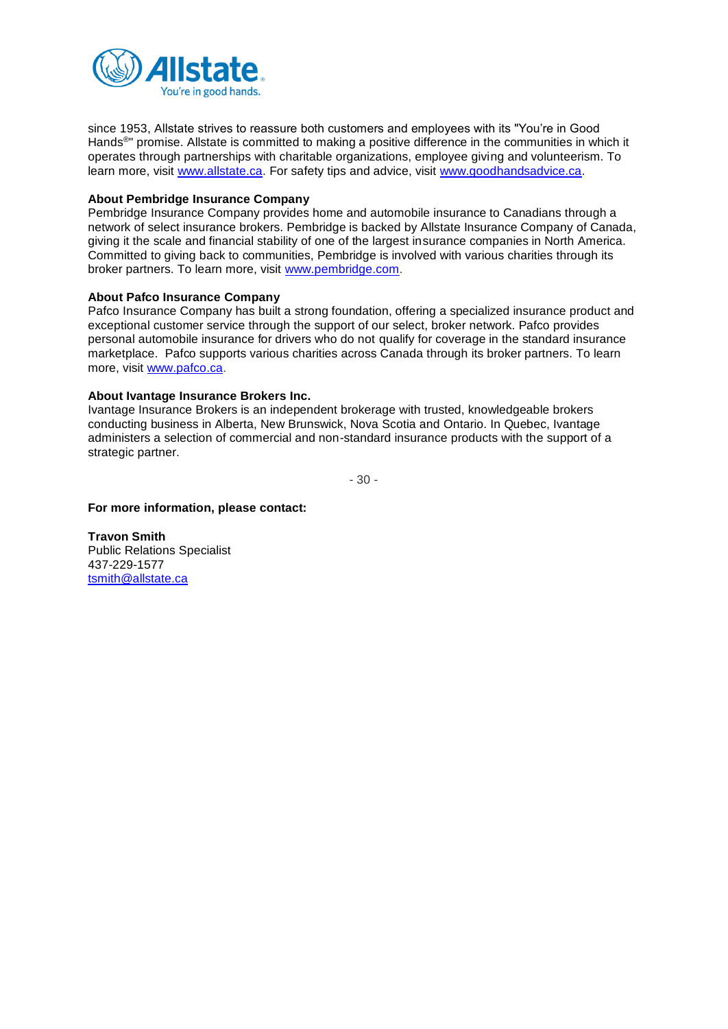since 1953, Allstate strives to reassure both customers and employees with its "You're in Good Hands®" promise. Allstate is committed to making a positive difference in the communities in which it operates through partnerships with charitable organizations, employee giving and volunteerism. To learn more, visit [www.allstate.ca](http://www.allstate.ca). For safety tips and advice, visit [www.goodhandsadvice.ca](http://www.goodhandsadvice.ca).

**About Pembridge Insurance Company**
Pembridge Insurance Company provides home and automobile insurance to Canadians through a network of select insurance brokers. Pembridge is backed by Allstate Insurance Company of Canada, giving it the scale and financial stability of one of the largest insurance companies in North America. Committed to giving back to communities, Pembridge is involved with various charities through its broker partners. To learn more, visit [www.pembridge.com](http://www.pembridge.com).

**About Pafco Insurance Company**
Pafco Insurance Company has built a strong foundation, offering a specialized insurance product and exceptional customer service through the support of our select, broker network. Pafco provides personal automobile insurance for drivers who do not qualify for coverage in the standard insurance marketplace. Pafco supports various charities across Canada through its broker partners. To learn more, visit [www.pafco.ca](http://www.pafco.ca).

**About Ivantage Insurance Brokers Inc.**
Ivantage Insurance Brokers is an independent brokerage with trusted, knowledgeable brokers conducting business in Alberta, New Brunswick, Nova Scotia and Ontario. In Quebec, Ivantage administers a selection of commercial and non-standard insurance products with the support of a strategic partner.

- 30 -

**For more information, please contact:**

**Travon Smith**
Public Relations Specialist
437-229-1577
[tsmith@allstate.ca](mailto:tsmith@allstate.ca)